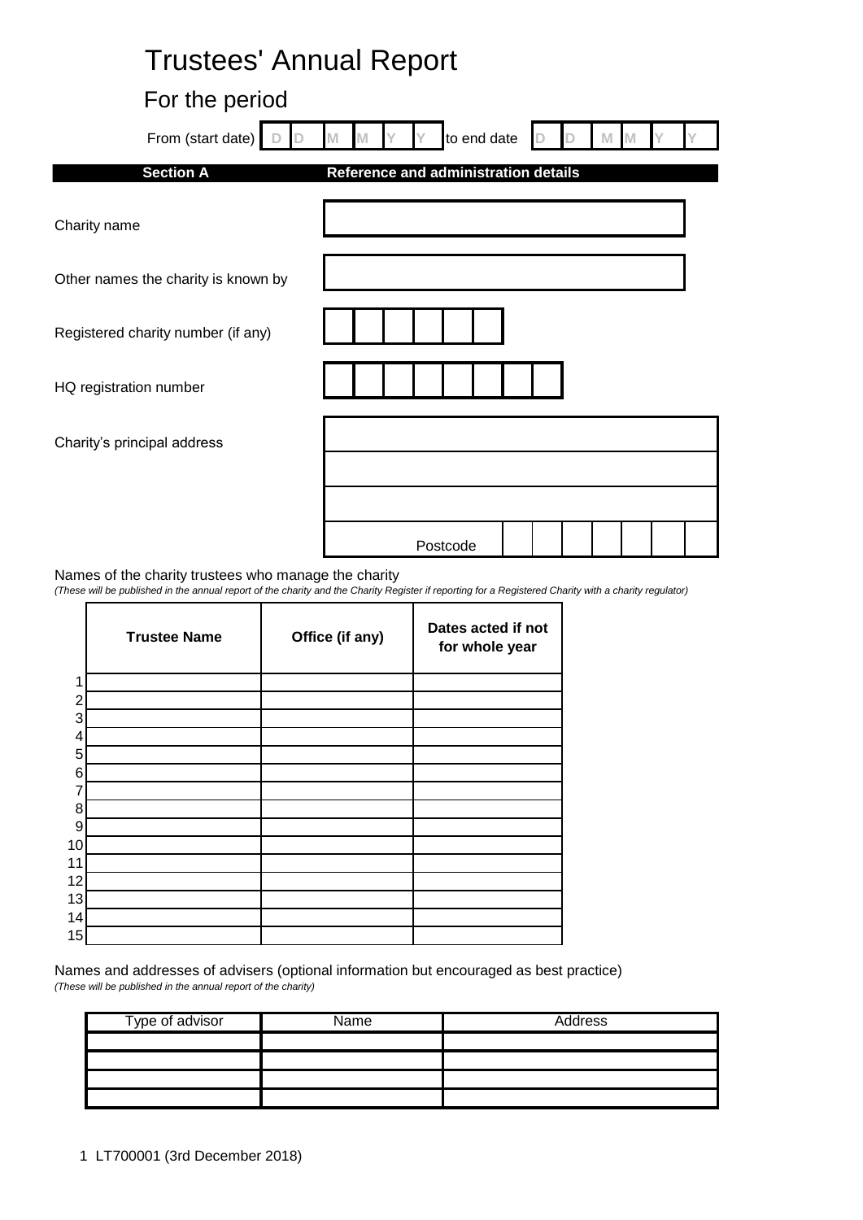# Trustees' Annual Report

## For the period

From (start date) | D | D | M | M | Y | Y | to end date | D | D | M | M | Y | Y |

| **Section A** | **Reference and administration details** |
|---|---|

| | |
|---|---|
| Charity name | |
| Other names the charity is known by | |
| Registered charity number (if any) | |
| HQ registration number | |
| Charity's principal address | |
| | |
| | |
| | Postcode |

Names of the charity trustees who manage the charity

*(These will be published in the annual report of the charity and the Charity Register if reporting for a Registered Charity with a charity regulator)*

| | **Trustee Name** | **Office (if any)** | **Dates acted if not for whole year** |
|---|---|---|---|
| 1 | | | |
| 2 | | | |
| 3 | | | |
| 4 | | | |
| 5 | | | |
| 6 | | | |
| 7 | | | |
| 8 | | | |
| 9 | | | |
| 10 | | | |
| 11 | | | |
| 12 | | | |
| 13 | | | |
| 14 | | | |
| 15 | | | |

Names and addresses of advisers (optional information but encouraged as best practice)

*(These will be published in the annual report of the charity)*

| Type of advisor | Name | Address |
|---|---|---|
| | | |
| | | |
| | | |
| | | |

LT700001 (3rd December 2018)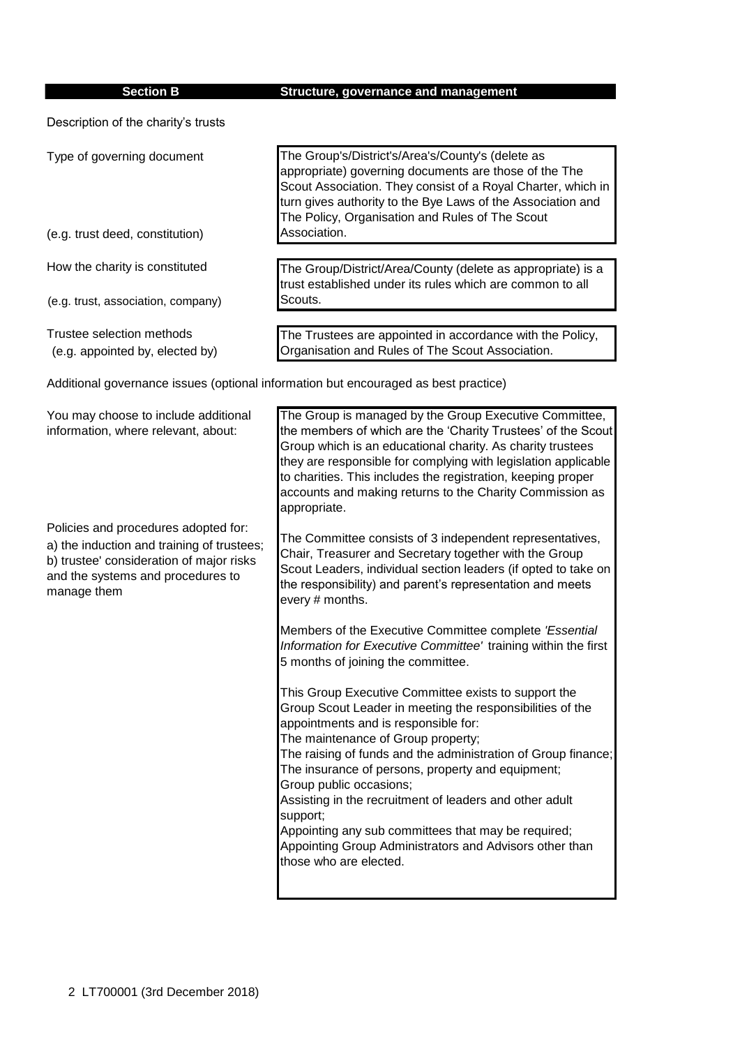## Section B Structure, governance and management

Description of the charity's trusts

| | |
|---|---|
| Type of governing document<br><br>(e.g. trust deed, constitution) | The Group's/District's/Area's/County's (delete as appropriate) governing documents are those of the The Scout Association. They consist of a Royal Charter, which in turn gives authority to the Bye Laws of the Association and The Policy, Organisation and Rules of The Scout Association. |
| How the charity is constituted<br><br>(e.g. trust, association, company) | The Group/District/Area/County (delete as appropriate) is a trust established under its rules which are common to all Scouts. |
| Trustee selection methods<br>(e.g. appointed by, elected by) | The Trustees are appointed in accordance with the Policy, Organisation and Rules of The Scout Association. |

Additional governance issues (optional information but encouraged as best practice)

You may choose to include additional information, where relevant, about:

Policies and procedures adopted for:
a) the induction and training of trustees;
b) trustee' consideration of major risks and the systems and procedures to manage them

The Group is managed by the Group Executive Committee, the members of which are the 'Charity Trustees' of the Scout Group which is an educational charity. As charity trustees they are responsible for complying with legislation applicable to charities. This includes the registration, keeping proper accounts and making returns to the Charity Commission as appropriate.

The Committee consists of 3 independent representatives, Chair, Treasurer and Secretary together with the Group Scout Leaders, individual section leaders (if opted to take on the responsibility) and parent's representation and meets every # months.

Members of the Executive Committee complete *'Essential Information for Executive Committee'* training within the first 5 months of joining the committee.

This Group Executive Committee exists to support the Group Scout Leader in meeting the responsibilities of the appointments and is responsible for:
The maintenance of Group property;
The raising of funds and the administration of Group finance;
The insurance of persons, property and equipment;
Group public occasions;
Assisting in the recruitment of leaders and other adult support;
Appointing any sub committees that may be required;
Appointing Group Administrators and Advisors other than those who are elected.

LT700001 (3rd December 2018)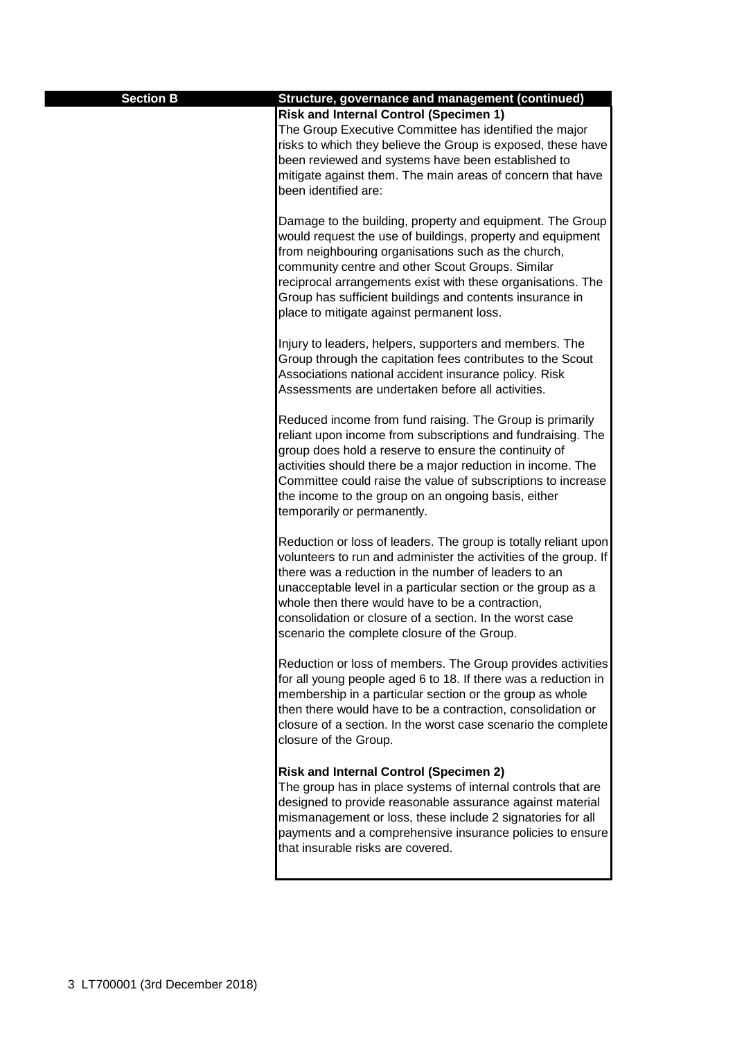**Section B** | **Structure, governance and management (continued)**

**Risk and Internal Control (Specimen 1)**

The Group Executive Committee has identified the major risks to which they believe the Group is exposed, these have been reviewed and systems have been established to mitigate against them. The main areas of concern that have been identified are:

Damage to the building, property and equipment. The Group would request the use of buildings, property and equipment from neighbouring organisations such as the church, community centre and other Scout Groups. Similar reciprocal arrangements exist with these organisations. The Group has sufficient buildings and contents insurance in place to mitigate against permanent loss.

Injury to leaders, helpers, supporters and members. The Group through the capitation fees contributes to the Scout Associations national accident insurance policy. Risk Assessments are undertaken before all activities.

Reduced income from fund raising. The Group is primarily reliant upon income from subscriptions and fundraising. The group does hold a reserve to ensure the continuity of activities should there be a major reduction in income. The Committee could raise the value of subscriptions to increase the income to the group on an ongoing basis, either temporarily or permanently.

Reduction or loss of leaders. The group is totally reliant upon volunteers to run and administer the activities of the group. If there was a reduction in the number of leaders to an unacceptable level in a particular section or the group as a whole then there would have to be a contraction, consolidation or closure of a section. In the worst case scenario the complete closure of the Group.

Reduction or loss of members. The Group provides activities for all young people aged 6 to 18. If there was a reduction in membership in a particular section or the group as whole then there would have to be a contraction, consolidation or closure of a section. In the worst case scenario the complete closure of the Group.

**Risk and Internal Control (Specimen 2)**

The group has in place systems of internal controls that are designed to provide reasonable assurance against material mismanagement or loss, these include 2 signatories for all payments and a comprehensive insurance policies to ensure that insurable risks are covered.

LT700001 (3rd December 2018)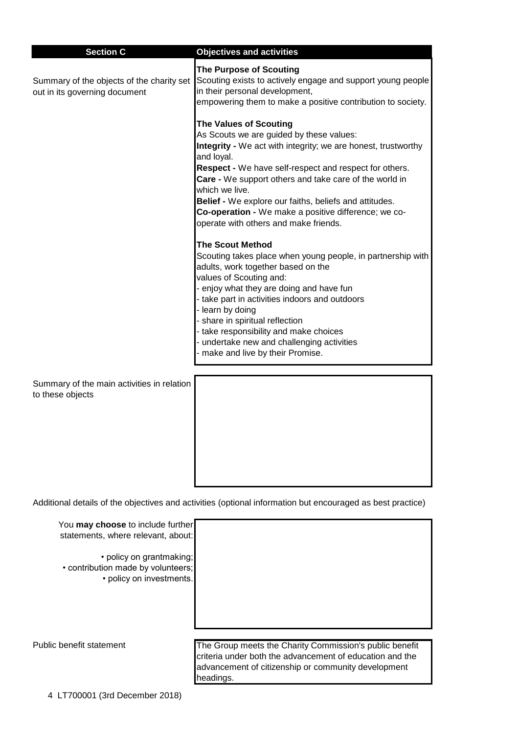| Section C | Objectives and activities |
| --- | --- |
| Summary of the objects of the charity set out in its governing document | **The Purpose of Scouting**<br>Scouting exists to actively engage and support young people in their personal development,<br>empowering them to make a positive contribution to society.<br><br>**The Values of Scouting**<br>As Scouts we are guided by these values:<br>**Integrity -** We act with integrity; we are honest, trustworthy and loyal.<br>**Respect -** We have self-respect and respect for others.<br>**Care -** We support others and take care of the world in which we live.<br>**Belief -** We explore our faiths, beliefs and attitudes.<br>**Co-operation -** We make a positive difference; we co-operate with others and make friends.<br><br>**The Scout Method**<br>Scouting takes place when young people, in partnership with adults, work together based on the<br>values of Scouting and:<br>- enjoy what they are doing and have fun<br>- take part in activities indoors and outdoors<br>- learn by doing<br>- share in spiritual reflection<br>- take responsibility and make choices<br>- undertake new and challenging activities<br>- make and live by their Promise. |
| Summary of the main activities in relation to these objects | |

Additional details of the objectives and activities (optional information but encouraged as best practice)

| | |
| --- | --- |
| You **may choose** to include further statements, where relevant, about:<br><br>• policy on grantmaking;<br>• contribution made by volunteers;<br>• policy on investments. | |
| Public benefit statement | The Group meets the Charity Commission's public benefit criteria under both the advancement of education and the advancement of citizenship or community development headings. |

LT700001 (3rd December 2018)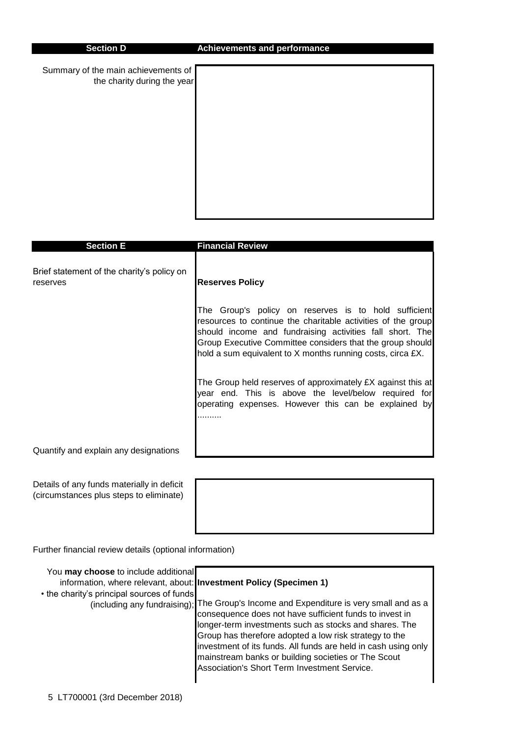| Section D | Achievements and performance |
|---|---|
| Summary of the main achievements of the charity during the year | |

| Section E | Financial Review |
|---|---|
| Brief statement of the charity's policy on reserves | **Reserves Policy**<br><br>The Group's policy on reserves is to hold sufficient resources to continue the charitable activities of the group should income and fundraising activities fall short. The Group Executive Committee considers that the group should hold a sum equivalent to X months running costs, circa £X.<br><br>The Group held reserves of approximately £X against this at year end. This is above the level/below required for operating expenses. However this can be explained by .......... |
| Quantify and explain any designations | |
| Details of any funds materially in deficit (circumstances plus steps to eliminate) | |

Further financial review details (optional information)

| | |
|---|---|
| You **may choose** to include additional information, where relevant, about:<br>• the charity's principal sources of funds (including any fundraising); | **Investment Policy (Specimen 1)**<br><br>The Group's Income and Expenditure is very small and as a consequence does not have sufficient funds to invest in longer-term investments such as stocks and shares. The Group has therefore adopted a low risk strategy to the investment of its funds. All funds are held in cash using only mainstream banks or building societies or The Scout Association's Short Term Investment Service. |

LT700001 (3rd December 2018)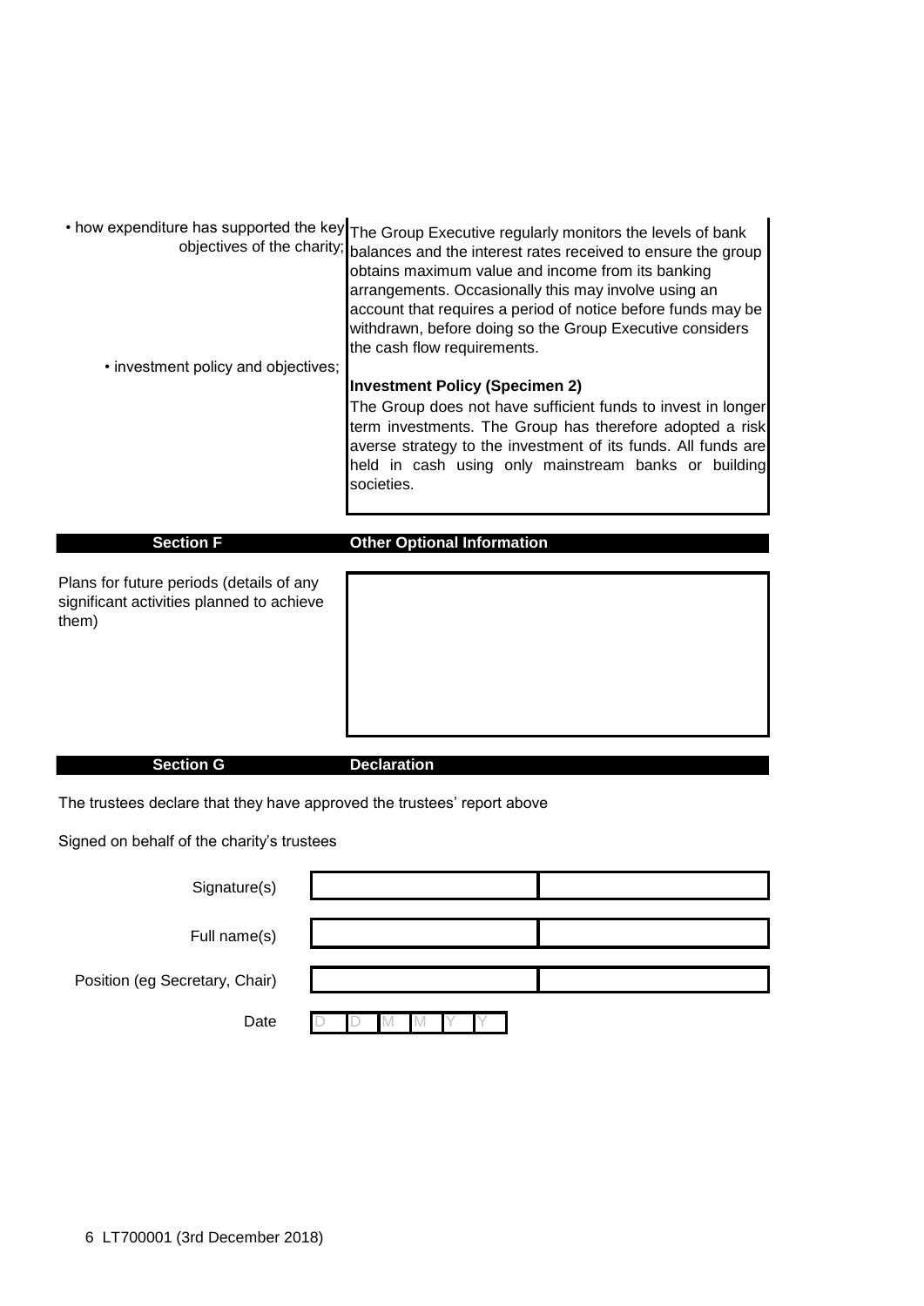| | |
|---|---|
| • how expenditure has supported the key objectives of the charity; | The Group Executive regularly monitors the levels of bank balances and the interest rates received to ensure the group obtains maximum value and income from its banking arrangements. Occasionally this may involve using an account that requires a period of notice before funds may be withdrawn, before doing so the Group Executive considers the cash flow requirements. |
| • investment policy and objectives; | **Investment Policy (Specimen 2)** The Group does not have sufficient funds to invest in longer term investments. The Group has therefore adopted a risk averse strategy to the investment of its funds. All funds are held in cash using only mainstream banks or building societies. |

## Section F Other Optional Information

| | |
|---|---|
| Plans for future periods (details of any significant activities planned to achieve them) | |

## Section G Declaration

The trustees declare that they have approved the trustees' report above

Signed on behalf of the charity's trustees

| | | |
|---|---|---|
| Signature(s) | | |
| Full name(s) | | |
| Position (eg Secretary, Chair) | | |
| Date | D D M M Y Y | |

LT700001 (3rd December 2018)